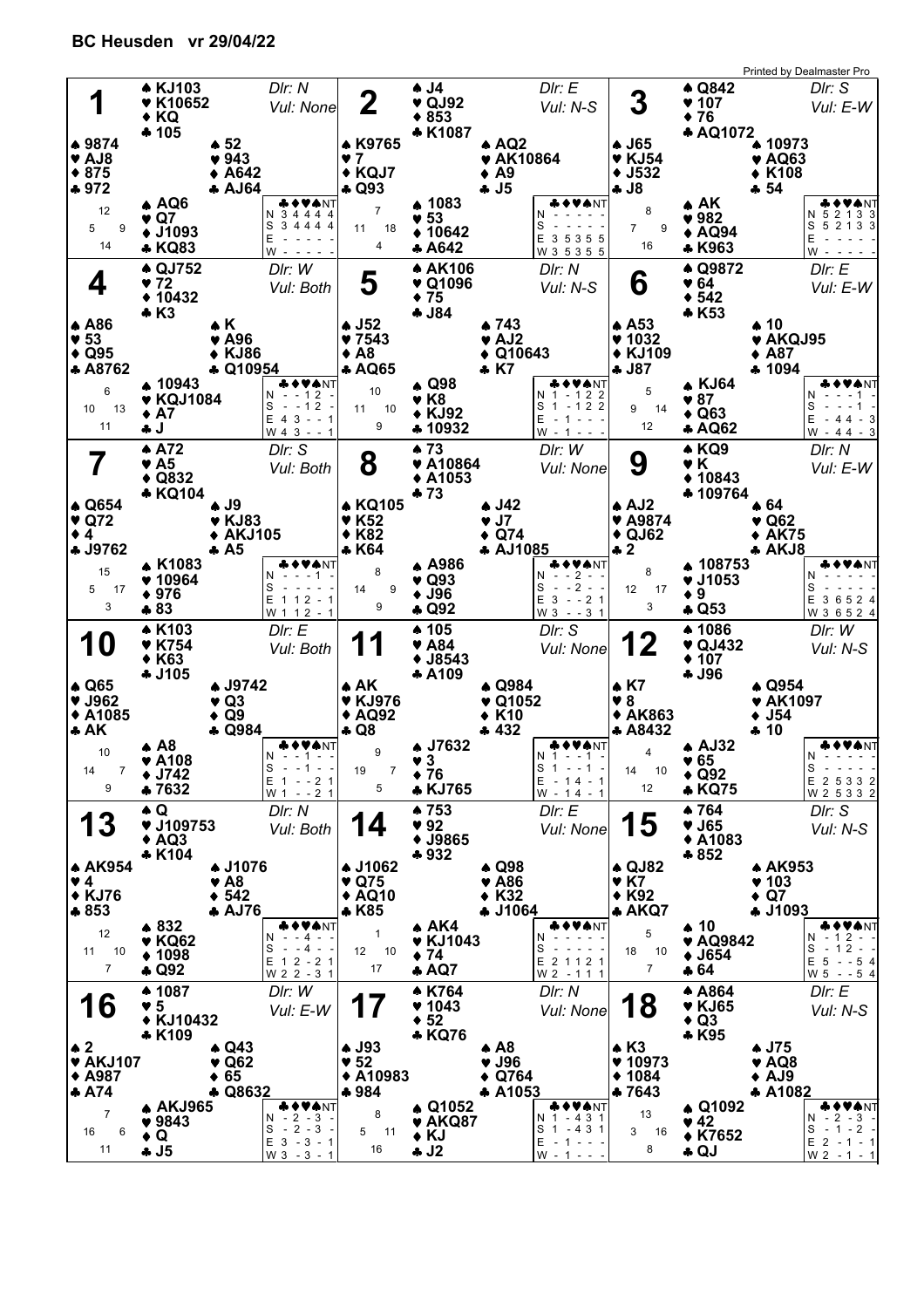# BC Heusden vr 29/04/22

Printed by Dealmaster Pro

## Board 1
Dlr: N, Vul: None

- **North**: ♠ KJ103 ♥ K10652 ♦ KQ ♣ 105
- **West**: ♠ 9874 ♥ AJ8 ♦ 875 ♣ 972
- **East**: ♠ 52 ♥ 943 ♦ A642 ♣ AJ64
- **South**: ♠ AQ6 ♥ Q7 ♦ J1093 ♣ KQ83

HCP: N 12, W 5, E 9, S 14

| | ♣ | ♦ | ♥ | ♠ | NT |
|---|---|---|---|---|---|
| N | 3 | 4 | 4 | 4 | 4 |
| S | 3 | 4 | 4 | 4 | 4 |
| E | - | - | - | - | - |
| W | - | - | - | - | - |

## Board 2
Dlr: E, Vul: N-S

- **North**: ♠ J4 ♥ QJ92 ♦ 853 ♣ K1087
- **West**: ♠ K9765 ♥ 7 ♦ KQJ7 ♣ Q93
- **East**: ♠ AQ2 ♥ AK10864 ♦ A9 ♣ J5
- **South**: ♠ 1083 ♥ 53 ♦ 10642 ♣ A642

HCP: N 7, W 11, E 18, S 4

| | ♣ | ♦ | ♥ | ♠ | NT |
|---|---|---|---|---|---|
| N | - | - | - | - | - |
| S | - | - | - | - | - |
| E | 3 | 5 | 3 | 5 | 5 |
| W | 3 | 5 | 3 | 5 | 5 |

## Board 3
Dlr: S, Vul: E-W

- **North**: ♠ Q842 ♥ 107 ♦ 76 ♣ AQ1072
- **West**: ♠ J65 ♥ KJ54 ♦ J532 ♣ J8
- **East**: ♠ 10973 ♥ AQ63 ♦ K108 ♣ 54
- **South**: ♠ AK ♥ 982 ♦ AQ94 ♣ K963

HCP: N 8, W 7, E 9, S 16

| | ♣ | ♦ | ♥ | ♠ | NT |
|---|---|---|---|---|---|
| N | 5 | 2 | 1 | 3 | 3 |
| S | 5 | 2 | 1 | 3 | 3 |
| E | - | - | - | - | - |
| W | - | - | - | - | - |

## Board 4
Dlr: W, Vul: Both

- **North**: ♠ QJ752 ♥ 72 ♦ 10432 ♣ K3
- **West**: ♠ A86 ♥ 53 ♦ Q95 ♣ A8762
- **East**: ♠ K ♥ A96 ♦ KJ86 ♣ Q10954
- **South**: ♠ 10943 ♥ KQJ1084 ♦ A7 ♣ J

HCP: N 6, W 10, E 13, S 11

| | ♣ | ♦ | ♥ | ♠ | NT |
|---|---|---|---|---|---|
| N | - | - | 1 | 2 | - |
| S | - | - | 1 | 2 | - |
| E | 4 | 3 | - | - | 1 |
| W | 4 | 3 | - | - | 1 |

## Board 5
Dlr: N, Vul: N-S

- **North**: ♠ AK106 ♥ Q1096 ♦ 75 ♣ J84
- **West**: ♠ J52 ♥ 7543 ♦ A8 ♣ AQ65
- **East**: ♠ 743 ♥ AJ2 ♦ Q10643 ♣ K7
- **South**: ♠ Q98 ♥ K8 ♦ KJ92 ♣ 10932

HCP: N 10, W 11, E 10, S 9

| | ♣ | ♦ | ♥ | ♠ | NT |
|---|---|---|---|---|---|
| N | 1 | - | 1 | 2 | 2 |
| S | 1 | - | 1 | 2 | 2 |
| E | - | 1 | - | - | - |
| W | - | 1 | - | - | - |

## Board 6
Dlr: E, Vul: E-W

- **North**: ♠ Q9872 ♥ 64 ♦ 542 ♣ K53
- **West**: ♠ A53 ♥ 1032 ♦ KJ109 ♣ J87
- **East**: ♠ 10 ♥ AKQJ95 ♦ A87 ♣ 1094
- **South**: ♠ KJ64 ♥ 87 ♦ Q63 ♣ AQ62

HCP: N 5, W 9, E 14, S 12

| | ♣ | ♦ | ♥ | ♠ | NT |
|---|---|---|---|---|---|
| N | - | - | - | 1 | - |
| S | - | - | - | 1 | - |
| E | - | 4 | 4 | - | 3 |
| W | - | 4 | 4 | - | 3 |

## Board 7
Dlr: S, Vul: Both

- **North**: ♠ A72 ♥ A5 ♦ Q832 ♣ KQ104
- **West**: ♠ Q654 ♥ Q72 ♦ 4 ♣ J9762
- **East**: ♠ J9 ♥ KJ83 ♦ AKJ105 ♣ A5
- **South**: ♠ K1083 ♥ 10964 ♦ 976 ♣ 83

HCP: N 15, W 5, E 17, S 3

| | ♣ | ♦ | ♥ | ♠ | NT |
|---|---|---|---|---|---|
| N | - | - | - | 1 | - |
| S | - | - | - | - | - |
| E | 1 | 1 | 2 | - | 1 |
| W | 1 | 1 | 2 | - | 1 |

## Board 8
Dlr: W, Vul: None

- **North**: ♠ 73 ♥ A10864 ♦ A1053 ♣ 73
- **West**: ♠ KQ105 ♥ K52 ♦ K82 ♣ K64
- **East**: ♠ J42 ♥ J7 ♦ Q74 ♣ AJ1085
- **South**: ♠ A986 ♥ Q93 ♦ J96 ♣ Q92

HCP: N 8, W 14, E 9, S 9

| | ♣ | ♦ | ♥ | ♠ | NT |
|---|---|---|---|---|---|
| N | - | - | 2 | - | - |
| S | - | - | 2 | - | - |
| E | 3 | - | - | 2 | 1 |
| W | 3 | - | - | 3 | 1 |

## Board 9
Dlr: N, Vul: E-W

- **North**: ♠ KQ9 ♥ K ♦ 10843 ♣ 109764
- **West**: ♠ AJ2 ♥ A9874 ♦ QJ62 ♣ 2
- **East**: ♠ 64 ♥ Q62 ♦ AK75 ♣ AKJ8
- **South**: ♠ 108753 ♥ J1053 ♦ 9 ♣ Q53

HCP: N 8, W 12, E 17, S 3

| | ♣ | ♦ | ♥ | ♠ | NT |
|---|---|---|---|---|---|
| N | - | - | - | - | - |
| S | - | - | - | - | - |
| E | 3 | 6 | 5 | 2 | 4 |
| W | 3 | 6 | 5 | 2 | 4 |

## Board 10
Dlr: E, Vul: Both

- **North**: ♠ K103 ♥ K754 ♦ K63 ♣ J105
- **West**: ♠ Q65 ♥ J962 ♦ A1085 ♣ AK
- **East**: ♠ J9742 ♥ Q3 ♦ Q9 ♣ Q984
- **South**: ♠ A8 ♥ A108 ♦ J742 ♣ 7632

HCP: N 10, W 14, E 7, S 9

| | ♣ | ♦ | ♥ | ♠ | NT |
|---|---|---|---|---|---|
| N | - | - | 1 | - | - |
| S | - | - | 1 | - | - |
| E | 1 | - | - | 2 | 1 |
| W | 1 | - | - | 2 | 1 |

## Board 11
Dlr: S, Vul: None

- **North**: ♠ 105 ♥ A84 ♦ J8543 ♣ A109
- **West**: ♠ AK ♥ KJ976 ♦ AQ92 ♣ Q8
- **East**: ♠ Q984 ♥ Q1052 ♦ K10 ♣ 432
- **South**: ♠ J7632 ♥ 3 ♦ 76 ♣ KJ765

HCP: N 9, W 19, E 7, S 5

| | ♣ | ♦ | ♥ | ♠ | NT |
|---|---|---|---|---|---|
| N | 1 | - | - | 1 | - |
| S | 1 | - | - | 1 | - |
| E | - | 1 | 4 | - | 1 |
| W | - | 1 | 4 | - | 1 |

## Board 12
Dlr: W, Vul: N-S

- **North**: ♠ 1086 ♥ QJ432 ♦ 107 ♣ J96
- **West**: ♠ K7 ♥ 8 ♦ AK863 ♣ A8432
- **East**: ♠ Q954 ♥ AK1097 ♦ J54 ♣ 10
- **South**: ♠ AJ32 ♥ 65 ♦ Q92 ♣ KQ75

HCP: N 4, W 14, E 10, S 12

| | ♣ | ♦ | ♥ | ♠ | NT |
|---|---|---|---|---|---|
| N | - | - | - | - | - |
| S | - | - | - | - | - |
| E | 2 | 5 | 3 | 3 | 2 |
| W | 2 | 5 | 3 | 3 | 2 |

## Board 13
Dlr: N, Vul: Both

- **North**: ♠ Q ♥ J109753 ♦ AQ3 ♣ K104
- **West**: ♠ AK954 ♥ 4 ♦ KJ76 ♣ 853
- **East**: ♠ J1076 ♥ A8 ♦ 542 ♣ AJ76
- **South**: ♠ 832 ♥ KQ62 ♦ 1098 ♣ Q92

HCP: N 12, W 11, E 10, S 7

| | ♣ | ♦ | ♥ | ♠ | NT |
|---|---|---|---|---|---|
| N | - | - | 4 | - | - |
| S | - | - | 4 | - | - |
| E | 1 | 2 | - | 2 | 1 |
| W | 2 | 2 | - | 3 | 1 |

## Board 14
Dlr: E, Vul: None

- **North**: ♠ 753 ♥ 92 ♦ J9865 ♣ 932
- **West**: ♠ J1062 ♥ Q75 ♦ AQ10 ♣ K85
- **East**: ♠ Q98 ♥ A86 ♦ K32 ♣ J1064
- **South**: ♠ AK4 ♥ KJ1043 ♦ 74 ♣ AQ7

HCP: N 1, W 12, E 10, S 17

| | ♣ | ♦ | ♥ | ♠ | NT |
|---|---|---|---|---|---|
| N | - | - | - | - | - |
| S | - | - | - | - | - |
| E | 2 | 1 | 1 | 2 | 1 |
| W | 2 | - | 1 | 1 | 1 |

## Board 15
Dlr: S, Vul: N-S

- **North**: ♠ 764 ♥ J65 ♦ A1083 ♣ 852
- **West**: ♠ QJ82 ♥ K7 ♦ K92 ♣ AKQ7
- **East**: ♠ AK953 ♥ 103 ♦ Q7 ♣ J1093
- **South**: ♠ 10 ♥ AQ9842 ♦ J654 ♣ 64

HCP: N 5, W 18, E 10, S 7

| | ♣ | ♦ | ♥ | ♠ | NT |
|---|---|---|---|---|---|
| N | - | 1 | 2 | - | - |
| S | - | 1 | 2 | - | - |
| E | 5 | - | - | 5 | 4 |
| W | 5 | - | - | 5 | 4 |

## Board 16
Dlr: W, Vul: E-W

- **North**: ♠ 1087 ♥ 5 ♦ KJ10432 ♣ K109
- **West**: ♠ 2 ♥ AKJ107 ♦ A987 ♣ A74
- **East**: ♠ Q43 ♥ Q62 ♦ 65 ♣ Q8632
- **South**: ♠ AKJ965 ♥ 9843 ♦ Q ♣ J5

HCP: N 7, W 16, E 6, S 11

| | ♣ | ♦ | ♥ | ♠ | NT |
|---|---|---|---|---|---|
| N | - | 2 | - | 3 | - |
| S | - | 2 | - | 3 | - |
| E | 3 | - | 3 | - | 1 |
| W | 3 | - | 3 | - | 1 |

## Board 17
Dlr: N, Vul: None

- **North**: ♠ K764 ♥ 1043 ♦ 52 ♣ KQ76
- **West**: ♠ J93 ♥ 52 ♦ A10983 ♣ 984
- **East**: ♠ A8 ♥ J96 ♦ Q764 ♣ A1053
- **South**: ♠ Q1052 ♥ AKQ87 ♦ KJ ♣ J2

HCP: N 8, W 5, E 11, S 16

| | ♣ | ♦ | ♥ | ♠ | NT |
|---|---|---|---|---|---|
| N | 1 | - | 4 | 3 | 1 |
| S | 1 | - | 4 | 3 | 1 |
| E | - | 1 | - | - | - |
| W | - | 1 | - | - | - |

## Board 18
Dlr: E, Vul: N-S

- **North**: ♠ A864 ♥ KJ65 ♦ Q3 ♣ K95
- **West**: ♠ K3 ♥ 10973 ♦ 1084 ♣ 7643
- **East**: ♠ J75 ♥ AQ8 ♦ AJ9 ♣ A1082
- **South**: ♠ Q1092 ♥ 42 ♦ K7652 ♣ QJ

HCP: N 13, W 3, E 16, S 8

| | ♣ | ♦ | ♥ | ♠ | NT |
|---|---|---|---|---|---|
| N | - | 2 | - | 3 | - |
| S | - | 1 | - | 2 | - |
| E | 2 | - | 1 | - | 1 |
| W | 2 | - | 1 | - | 1 |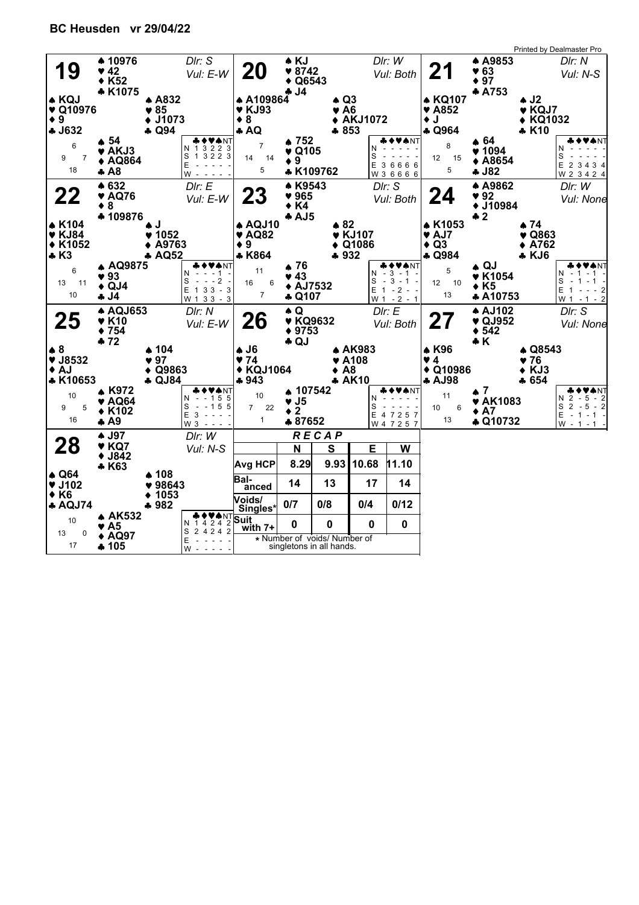## BC Heusden vr 29/04/22

Printed by Dealmaster Pro

### Board 19

Dlr: S — Vul: E-W

North: ♠ 10976 ♥ 42 ♦ K52 ♣ K1075

West: ♠ KQJ ♥ Q10976 ♦ 9 ♣ J632

East: ♠ A832 ♥ 85 ♦ J1073 ♣ Q94

South: ♠ 54 ♥ AKJ3 ♦ AQ864 ♣ A8

HCP: N 6, W 9, E 7, S 18

| | ♣ | ♦ | ♥ | ♠ | NT |
|---|---|---|---|---|---|
| N | 1 | 3 | 2 | 2 | 3 |
| S | 1 | 3 | 2 | 2 | 3 |
| E | - | - | - | - | - |
| W | - | - | - | - | - |

### Board 20

Dlr: W — Vul: Both

North: ♠ KJ ♥ 8742 ♦ Q6543 ♣ J4

West: ♠ A109864 ♥ KJ93 ♦ 8 ♣ AQ

East: ♠ Q3 ♥ A6 ♦ AKJ1072 ♣ 853

South: ♠ 752 ♥ Q105 ♦ 9 ♣ K109762

HCP: N 7, W 14, E 14, S 5

| | ♣ | ♦ | ♥ | ♠ | NT |
|---|---|---|---|---|---|
| N | - | - | - | - | - |
| S | - | - | - | - | - |
| E | 3 | 6 | 6 | 6 | 6 |
| W | 3 | 6 | 6 | 6 | 6 |

### Board 21

Dlr: N — Vul: N-S

North: ♠ A9853 ♥ 63 ♦ 97 ♣ A753

West: ♠ KQ107 ♥ A852 ♦ J ♣ Q964

East: ♠ J2 ♥ KQJ7 ♦ KQ1032 ♣ K10

South: ♠ 64 ♥ 1094 ♦ A8654 ♣ J82

HCP: N 8, W 12, E 15, S 5

| | ♣ | ♦ | ♥ | ♠ | NT |
|---|---|---|---|---|---|
| N | - | - | - | - | - |
| S | - | - | - | - | - |
| E | 2 | 3 | 4 | 3 | 4 |
| W | 2 | 3 | 4 | 2 | 4 |

### Board 22

Dlr: E — Vul: E-W

North: ♠ 632 ♥ AQ76 ♦ 8 ♣ 109876

West: ♠ K104 ♥ KJ84 ♦ K1052 ♣ K3

East: ♠ J ♥ 1052 ♦ A9763 ♣ AQ52

South: ♠ AQ9875 ♥ 93 ♦ QJ4 ♣ J4

HCP: N 6, W 13, E 11, S 10

| | ♣ | ♦ | ♥ | ♠ | NT |
|---|---|---|---|---|---|
| N | - | - | - | 1 | - |
| S | - | - | - | 2 | - |
| E | 1 | 3 | 3 | - | 3 |
| W | 1 | 3 | 3 | - | 3 |

### Board 23

Dlr: S — Vul: Both

North: ♠ K9543 ♥ 965 ♦ K4 ♣ AJ5

West: ♠ AQJ10 ♥ AQ82 ♦ 9 ♣ K864

East: ♠ 82 ♥ KJ107 ♦ Q1086 ♣ 932

South: ♠ 76 ♥ 43 ♦ AJ7532 ♣ Q107

HCP: N 11, W 16, E 6, S 7

| | ♣ | ♦ | ♥ | ♠ | NT |
|---|---|---|---|---|---|
| N | - | 3 | - | 1 | - |
| S | - | 3 | - | 1 | - |
| E | 1 | - | 2 | - | - |
| W | 1 | - | 2 | - | 1 |

### Board 24

Dlr: W — Vul: None

North: ♠ A9862 ♥ 92 ♦ J10984 ♣ 2

West: ♠ K1053 ♥ AJ7 ♦ Q3 ♣ Q984

East: ♠ 74 ♥ Q863 ♦ A762 ♣ KJ6

South: ♠ QJ ♥ K1054 ♦ K5 ♣ A10753

HCP: N 5, W 12, E 10, S 13

| | ♣ | ♦ | ♥ | ♠ | NT |
|---|---|---|---|---|---|
| N | - | 1 | - | 1 | - |
| S | - | 1 | - | 1 | - |
| E | 1 | - | - | - | 2 |
| W | 1 | - | 1 | - | 2 |

### Board 25

Dlr: N — Vul: E-W

North: ♠ AQJ653 ♥ K10 ♦ 754 ♣ 72

West: ♠ 8 ♥ J8532 ♦ AJ ♣ K10653

East: ♠ 104 ♥ 97 ♦ Q9863 ♣ QJ84

South: ♠ K972 ♥ AQ64 ♦ K102 ♣ A9

HCP: N 10, W 9, E 5, S 16

| | ♣ | ♦ | ♥ | ♠ | NT |
|---|---|---|---|---|---|
| N | - | - | 1 | 5 | 5 |
| S | - | - | 1 | 5 | 5 |
| E | 3 | - | - | - | - |
| W | 3 | - | - | - | - |

### Board 26

Dlr: E — Vul: Both

North: ♠ Q ♥ KQ9632 ♦ 9753 ♣ QJ

West: ♠ J6 ♥ 74 ♦ KQJ1064 ♣ 943

East: ♠ AK983 ♥ A108 ♦ A8 ♣ AK10

South: ♠ 107542 ♥ J5 ♦ 2 ♣ 87652

HCP: N 10, W 7, E 22, S 1

| | ♣ | ♦ | ♥ | ♠ | NT |
|---|---|---|---|---|---|
| N | - | - | - | - | - |
| S | - | - | - | - | - |
| E | 4 | 7 | 2 | 5 | 7 |
| W | 4 | 7 | 2 | 5 | 7 |

### Board 27

Dlr: S — Vul: None

North: ♠ AJ102 ♥ QJ952 ♦ 542 ♣ K

West: ♠ K96 ♥ 4 ♦ Q10986 ♣ AJ98

East: ♠ Q8543 ♥ 76 ♦ KJ3 ♣ 654

South: ♠ 7 ♥ AK1083 ♦ A7 ♣ Q10732

HCP: N 11, W 10, E 6, S 13

| | ♣ | ♦ | ♥ | ♠ | NT |
|---|---|---|---|---|---|
| N | 2 | - | 5 | - | 2 |
| S | 2 | - | 5 | - | 2 |
| E | - | 1 | - | 1 | - |
| W | - | 1 | - | 1 | - |

### Board 28

Dlr: W — Vul: N-S

North: ♠ J97 ♥ KQ7 ♦ J842 ♣ K63

West: ♠ Q64 ♥ J102 ♦ K6 ♣ AQJ74

East: ♠ 108 ♥ 98643 ♦ 1053 ♣ 982

South: ♠ AK532 ♥ A5 ♦ AQ97 ♣ 105

HCP: N 10, W 13, E 0, S 17

| | ♣ | ♦ | ♥ | ♠ | NT |
|---|---|---|---|---|---|
| N | 1 | 4 | 2 | 4 | 2 |
| S | 2 | 4 | 2 | 4 | 2 |
| E | - | - | - | - | - |
| W | - | - | - | - | - |

### RECAP

| | N | S | E | W |
|---|---|---|---|---|
| Avg HCP | 8.29 | 9.93 | 10.68 | 11.10 |
| Balanced | 14 | 13 | 17 | 14 |
| Voids/ Singles* | 0/7 | 0/8 | 0/4 | 0/12 |
| Suit with 7+ | 0 | 0 | 0 | 0 |

\* Number of voids/ Number of singletons in all hands.